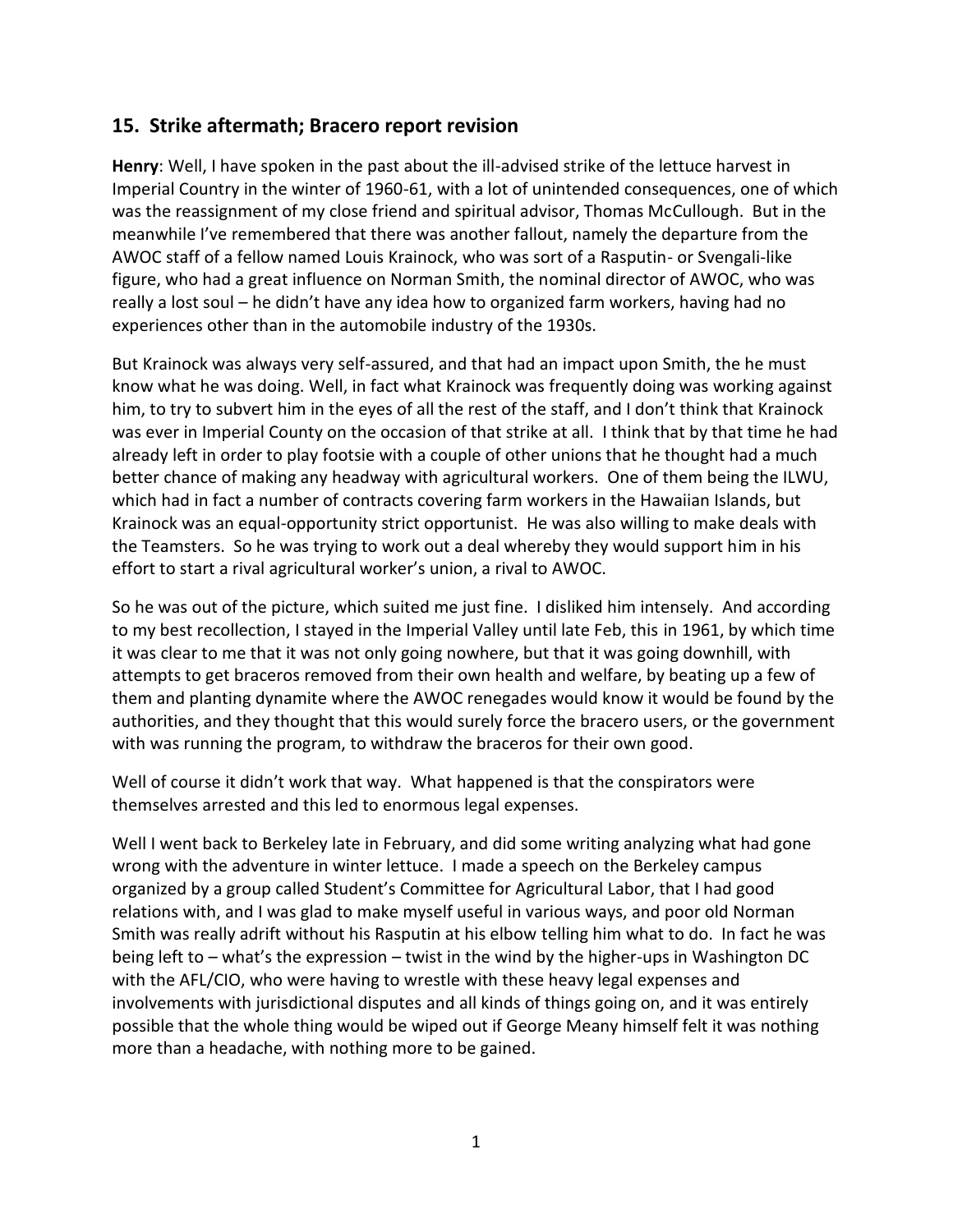## 15. Strike aftermath; Bracero report revision

**Henry**: Well, I have spoken in the past about the ill-advised strike of the lettuce harvest in Imperial Country in the winter of 1960-61, with a lot of unintended consequences, one of which was the reassignment of my close friend and spiritual advisor, Thomas McCullough. But in the meanwhile I've remembered that there was another fallout, namely the departure from the AWOC staff of a fellow named Louis Krainock, who was sort of a Rasputin- or Svengali-like figure, who had a great influence on Norman Smith, the nominal director of AWOC, who was really a lost soul – he didn't have any idea how to organized farm workers, having had no experiences other than in the automobile industry of the 1930s.

But Krainock was always very self-assured, and that had an impact upon Smith, the he must know what he was doing. Well, in fact what Krainock was frequently doing was working against him, to try to subvert him in the eyes of all the rest of the staff, and I don't think that Krainock was ever in Imperial County on the occasion of that strike at all. I think that by that time he had already left in order to play footsie with a couple of other unions that he thought had a much better chance of making any headway with agricultural workers. One of them being the ILWU, which had in fact a number of contracts covering farm workers in the Hawaiian Islands, but Krainock was an equal-opportunity strict opportunist. He was also willing to make deals with the Teamsters. So he was trying to work out a deal whereby they would support him in his effort to start a rival agricultural worker's union, a rival to AWOC.

So he was out of the picture, which suited me just fine. I disliked him intensely. And according to my best recollection, I stayed in the Imperial Valley until late Feb, this in 1961, by which time it was clear to me that it was not only going nowhere, but that it was going downhill, with attempts to get braceros removed from their own health and welfare, by beating up a few of them and planting dynamite where the AWOC renegades would know it would be found by the authorities, and they thought that this would surely force the bracero users, or the government with was running the program, to withdraw the braceros for their own good.

Well of course it didn't work that way. What happened is that the conspirators were themselves arrested and this led to enormous legal expenses.

Well I went back to Berkeley late in February, and did some writing analyzing what had gone wrong with the adventure in winter lettuce. I made a speech on the Berkeley campus organized by a group called Student's Committee for Agricultural Labor, that I had good relations with, and I was glad to make myself useful in various ways, and poor old Norman Smith was really adrift without his Rasputin at his elbow telling him what to do. In fact he was being left to – what's the expression – twist in the wind by the higher-ups in Washington DC with the AFL/CIO, who were having to wrestle with these heavy legal expenses and involvements with jurisdictional disputes and all kinds of things going on, and it was entirely possible that the whole thing would be wiped out if George Meany himself felt it was nothing more than a headache, with nothing more to be gained.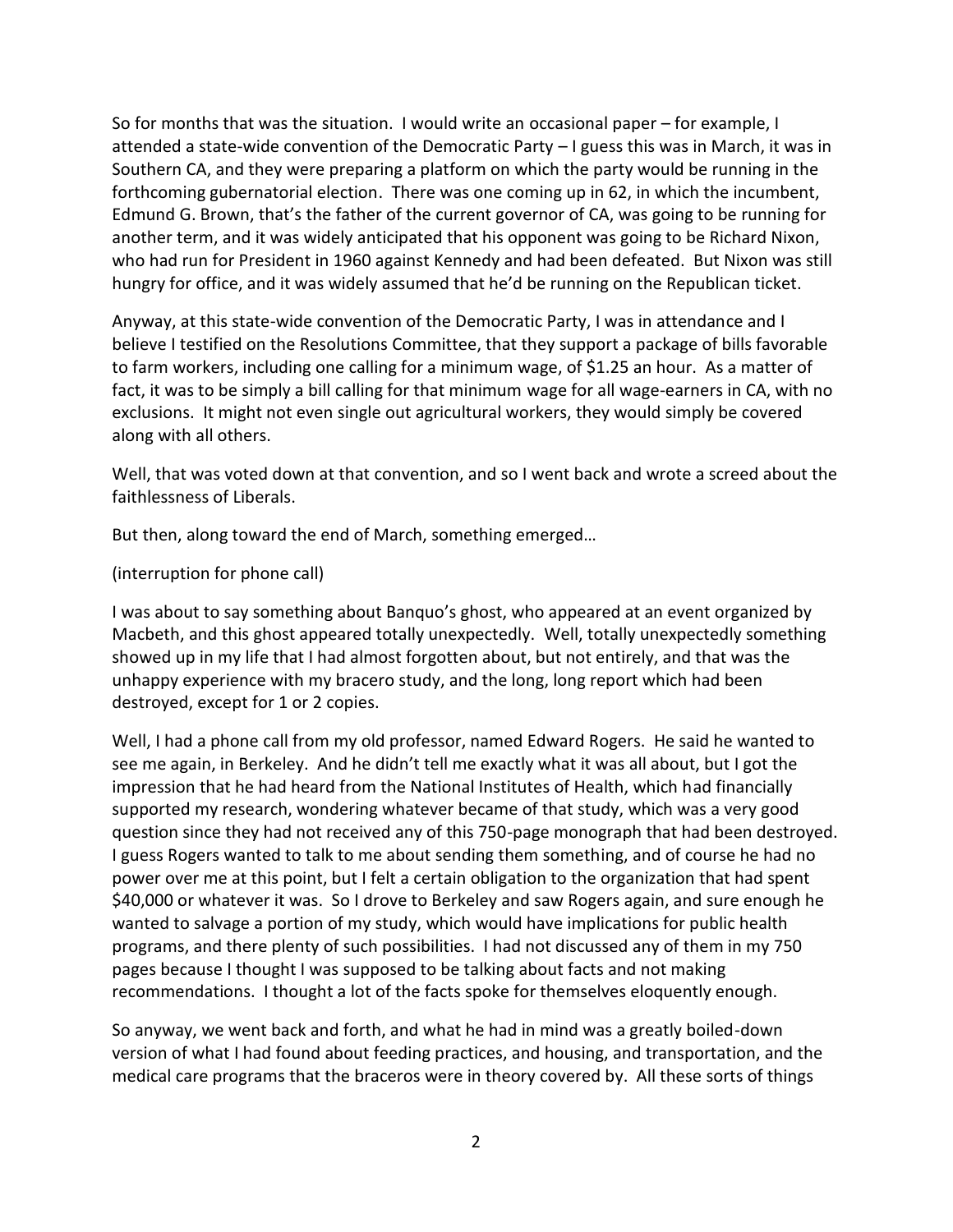So for months that was the situation. I would write an occasional paper – for example, I attended a state-wide convention of the Democratic Party – I guess this was in March, it was in Southern CA, and they were preparing a platform on which the party would be running in the forthcoming gubernatorial election. There was one coming up in 62, in which the incumbent, Edmund G. Brown, that's the father of the current governor of CA, was going to be running for another term, and it was widely anticipated that his opponent was going to be Richard Nixon, who had run for President in 1960 against Kennedy and had been defeated. But Nixon was still hungry for office, and it was widely assumed that he'd be running on the Republican ticket.

Anyway, at this state-wide convention of the Democratic Party, I was in attendance and I believe I testified on the Resolutions Committee, that they support a package of bills favorable to farm workers, including one calling for a minimum wage, of $1.25 an hour. As a matter of fact, it was to be simply a bill calling for that minimum wage for all wage-earners in CA, with no exclusions. It might not even single out agricultural workers, they would simply be covered along with all others.

Well, that was voted down at that convention, and so I went back and wrote a screed about the faithlessness of Liberals.

But then, along toward the end of March, something emerged…

(interruption for phone call)

I was about to say something about Banquo's ghost, who appeared at an event organized by Macbeth, and this ghost appeared totally unexpectedly. Well, totally unexpectedly something showed up in my life that I had almost forgotten about, but not entirely, and that was the unhappy experience with my bracero study, and the long, long report which had been destroyed, except for 1 or 2 copies.

Well, I had a phone call from my old professor, named Edward Rogers. He said he wanted to see me again, in Berkeley. And he didn't tell me exactly what it was all about, but I got the impression that he had heard from the National Institutes of Health, which had financially supported my research, wondering whatever became of that study, which was a very good question since they had not received any of this 750-page monograph that had been destroyed. I guess Rogers wanted to talk to me about sending them something, and of course he had no power over me at this point, but I felt a certain obligation to the organization that had spent $40,000 or whatever it was. So I drove to Berkeley and saw Rogers again, and sure enough he wanted to salvage a portion of my study, which would have implications for public health programs, and there plenty of such possibilities. I had not discussed any of them in my 750 pages because I thought I was supposed to be talking about facts and not making recommendations. I thought a lot of the facts spoke for themselves eloquently enough.

So anyway, we went back and forth, and what he had in mind was a greatly boiled-down version of what I had found about feeding practices, and housing, and transportation, and the medical care programs that the braceros were in theory covered by. All these sorts of things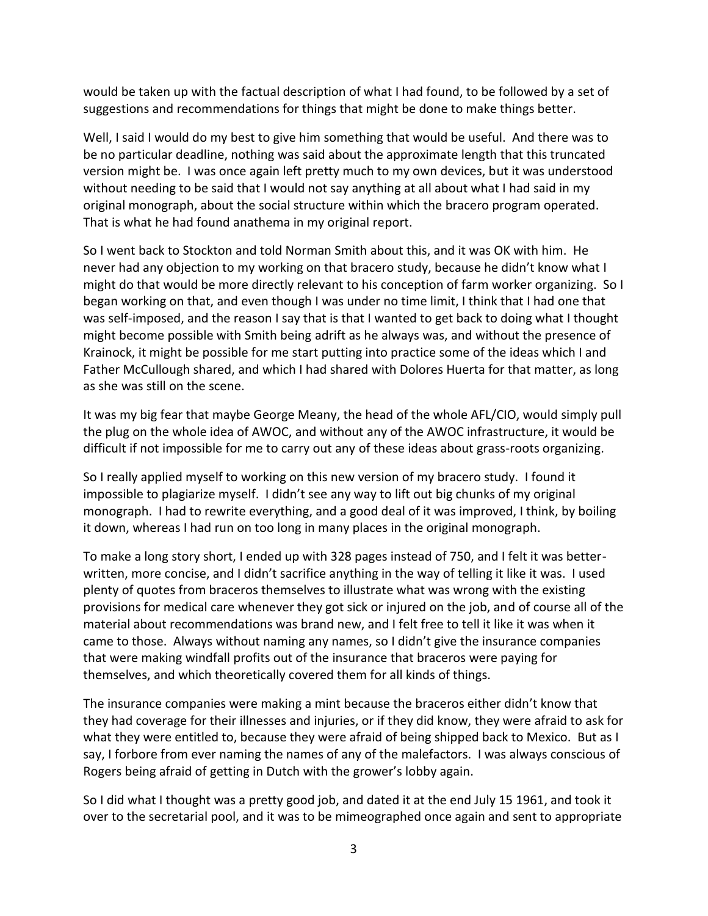would be taken up with the factual description of what I had found, to be followed by a set of suggestions and recommendations for things that might be done to make things better.

Well, I said I would do my best to give him something that would be useful. And there was to be no particular deadline, nothing was said about the approximate length that this truncated version might be. I was once again left pretty much to my own devices, but it was understood without needing to be said that I would not say anything at all about what I had said in my original monograph, about the social structure within which the bracero program operated. That is what he had found anathema in my original report.

So I went back to Stockton and told Norman Smith about this, and it was OK with him. He never had any objection to my working on that bracero study, because he didn't know what I might do that would be more directly relevant to his conception of farm worker organizing. So I began working on that, and even though I was under no time limit, I think that I had one that was self-imposed, and the reason I say that is that I wanted to get back to doing what I thought might become possible with Smith being adrift as he always was, and without the presence of Krainock, it might be possible for me start putting into practice some of the ideas which I and Father McCullough shared, and which I had shared with Dolores Huerta for that matter, as long as she was still on the scene.

It was my big fear that maybe George Meany, the head of the whole AFL/CIO, would simply pull the plug on the whole idea of AWOC, and without any of the AWOC infrastructure, it would be difficult if not impossible for me to carry out any of these ideas about grass-roots organizing.

So I really applied myself to working on this new version of my bracero study. I found it impossible to plagiarize myself. I didn't see any way to lift out big chunks of my original monograph. I had to rewrite everything, and a good deal of it was improved, I think, by boiling it down, whereas I had run on too long in many places in the original monograph.

To make a long story short, I ended up with 328 pages instead of 750, and I felt it was better-written, more concise, and I didn't sacrifice anything in the way of telling it like it was. I used plenty of quotes from braceros themselves to illustrate what was wrong with the existing provisions for medical care whenever they got sick or injured on the job, and of course all of the material about recommendations was brand new, and I felt free to tell it like it was when it came to those. Always without naming any names, so I didn't give the insurance companies that were making windfall profits out of the insurance that braceros were paying for themselves, and which theoretically covered them for all kinds of things.

The insurance companies were making a mint because the braceros either didn't know that they had coverage for their illnesses and injuries, or if they did know, they were afraid to ask for what they were entitled to, because they were afraid of being shipped back to Mexico. But as I say, I forbore from ever naming the names of any of the malefactors. I was always conscious of Rogers being afraid of getting in Dutch with the grower's lobby again.

So I did what I thought was a pretty good job, and dated it at the end July 15 1961, and took it over to the secretarial pool, and it was to be mimeographed once again and sent to appropriate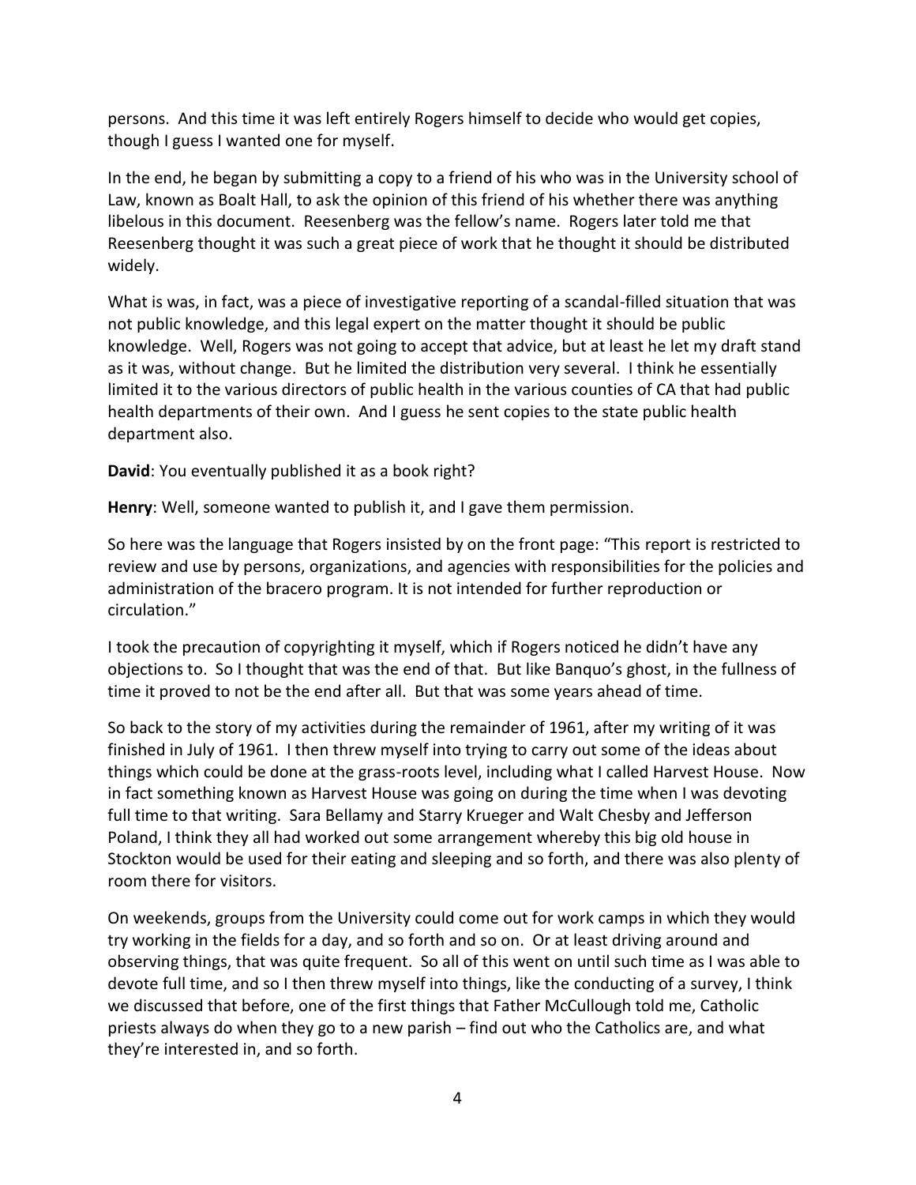persons. And this time it was left entirely Rogers himself to decide who would get copies, though I guess I wanted one for myself.

In the end, he began by submitting a copy to a friend of his who was in the University school of Law, known as Boalt Hall, to ask the opinion of this friend of his whether there was anything libelous in this document. Reesenberg was the fellow's name. Rogers later told me that Reesenberg thought it was such a great piece of work that he thought it should be distributed widely.

What is was, in fact, was a piece of investigative reporting of a scandal-filled situation that was not public knowledge, and this legal expert on the matter thought it should be public knowledge. Well, Rogers was not going to accept that advice, but at least he let my draft stand as it was, without change. But he limited the distribution very several. I think he essentially limited it to the various directors of public health in the various counties of CA that had public health departments of their own. And I guess he sent copies to the state public health department also.

**David**: You eventually published it as a book right?

**Henry**: Well, someone wanted to publish it, and I gave them permission.

So here was the language that Rogers insisted by on the front page: "This report is restricted to review and use by persons, organizations, and agencies with responsibilities for the policies and administration of the bracero program. It is not intended for further reproduction or circulation."

I took the precaution of copyrighting it myself, which if Rogers noticed he didn't have any objections to. So I thought that was the end of that. But like Banquo's ghost, in the fullness of time it proved to not be the end after all. But that was some years ahead of time.

So back to the story of my activities during the remainder of 1961, after my writing of it was finished in July of 1961. I then threw myself into trying to carry out some of the ideas about things which could be done at the grass-roots level, including what I called Harvest House. Now in fact something known as Harvest House was going on during the time when I was devoting full time to that writing. Sara Bellamy and Starry Krueger and Walt Chesby and Jefferson Poland, I think they all had worked out some arrangement whereby this big old house in Stockton would be used for their eating and sleeping and so forth, and there was also plenty of room there for visitors.

On weekends, groups from the University could come out for work camps in which they would try working in the fields for a day, and so forth and so on. Or at least driving around and observing things, that was quite frequent. So all of this went on until such time as I was able to devote full time, and so I then threw myself into things, like the conducting of a survey, I think we discussed that before, one of the first things that Father McCullough told me, Catholic priests always do when they go to a new parish – find out who the Catholics are, and what they're interested in, and so forth.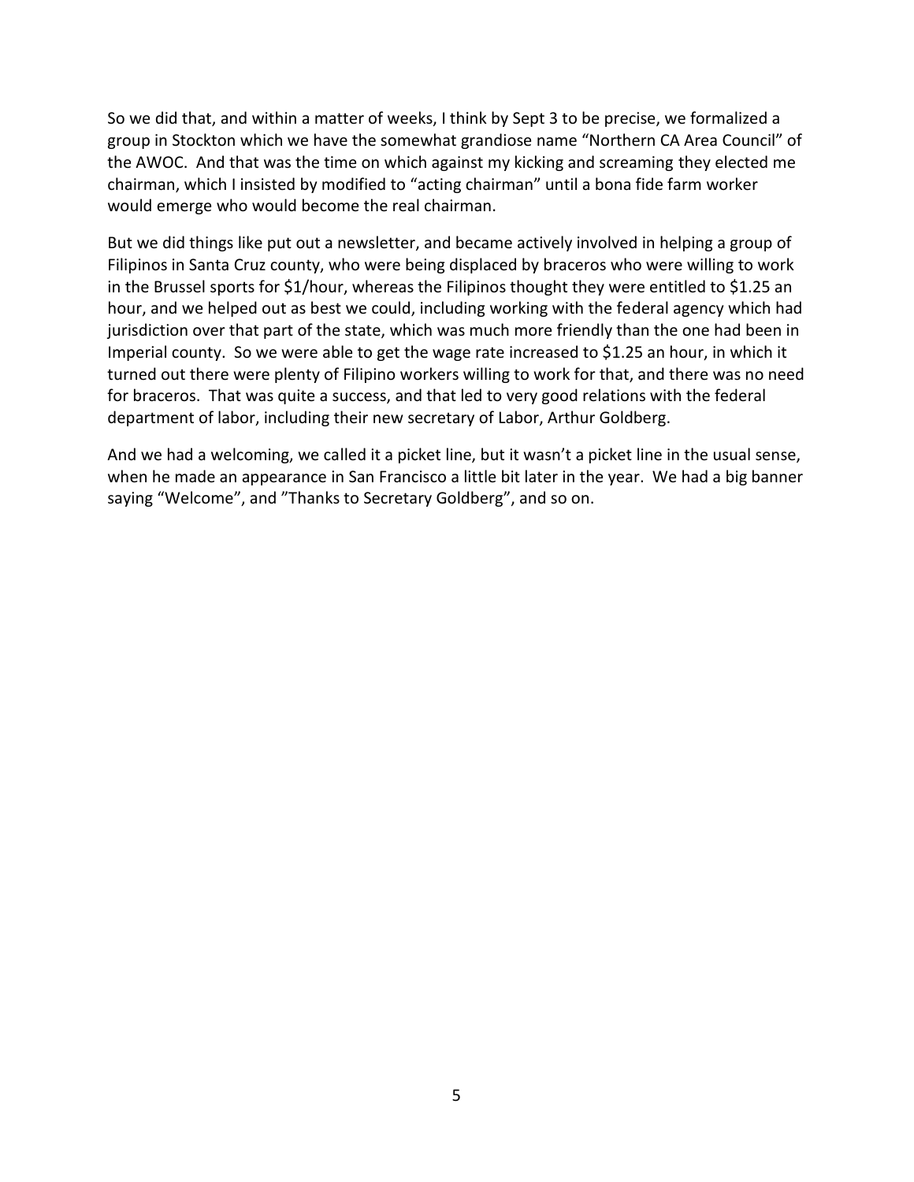So we did that, and within a matter of weeks, I think by Sept 3 to be precise, we formalized a group in Stockton which we have the somewhat grandiose name "Northern CA Area Council" of the AWOC. And that was the time on which against my kicking and screaming they elected me chairman, which I insisted by modified to "acting chairman" until a bona fide farm worker would emerge who would become the real chairman.

But we did things like put out a newsletter, and became actively involved in helping a group of Filipinos in Santa Cruz county, who were being displaced by braceros who were willing to work in the Brussel sports for $1/hour, whereas the Filipinos thought they were entitled to $1.25 an hour, and we helped out as best we could, including working with the federal agency which had jurisdiction over that part of the state, which was much more friendly than the one had been in Imperial county. So we were able to get the wage rate increased to $1.25 an hour, in which it turned out there were plenty of Filipino workers willing to work for that, and there was no need for braceros. That was quite a success, and that led to very good relations with the federal department of labor, including their new secretary of Labor, Arthur Goldberg.

And we had a welcoming, we called it a picket line, but it wasn't a picket line in the usual sense, when he made an appearance in San Francisco a little bit later in the year. We had a big banner saying "Welcome", and "Thanks to Secretary Goldberg", and so on.